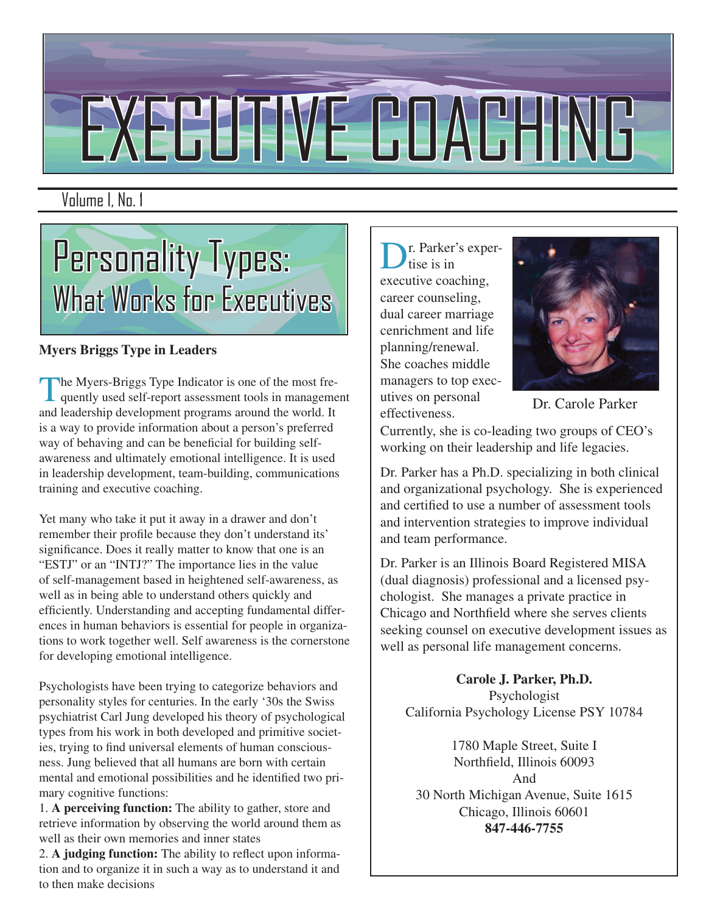# EXECUTIVE COACHING

Volume I, No. 1

## Personality Types: What Works for Executives

### Myers Briggs Type in Leaders

The Myers-Briggs Type Indicator is one of the most frequently used self-report assessment tools in management and leadership development programs around the world. It is a way to provide information about a person's preferred way of behaving and can be beneficial for building self-awareness and ultimately emotional intelligence. It is used in leadership development, team-building, communications training and executive coaching.

Yet many who take it put it away in a drawer and don't remember their profile because they don't understand its' significance. Does it really matter to know that one is an "ESTJ" or an "INTJ?" The importance lies in the value of self-management based in heightened self-awareness, as well as in being able to understand others quickly and efficiently. Understanding and accepting fundamental differences in human behaviors is essential for people in organizations to work together well. Self awareness is the cornerstone for developing emotional intelligence.

Psychologists have been trying to categorize behaviors and personality styles for centuries. In the early '30s the Swiss psychiatrist Carl Jung developed his theory of psychological types from his work in both developed and primitive societies, trying to find universal elements of human consciousness. Jung believed that all humans are born with certain mental and emotional possibilities and he identified two primary cognitive functions:

1. **A perceiving function:** The ability to gather, store and retrieve information by observing the world around them as well as their own memories and inner states
2. **A judging function:** The ability to reflect upon information and to organize it in such a way as to understand it and to then make decisions

---

Dr. Parker's expertise is in executive coaching, career counseling, dual career marriage cenrichment and life planning/renewal. She coaches middle managers to top executives on personal effectiveness.

Dr. Carole Parker

Currently, she is co-leading two groups of CEO's working on their leadership and life legacies.

Dr. Parker has a Ph.D. specializing in both clinical and organizational psychology. She is experienced and certified to use a number of assessment tools and intervention strategies to improve individual and team performance.

Dr. Parker is an Illinois Board Registered MISA (dual diagnosis) professional and a licensed psychologist. She manages a private practice in Chicago and Northfield where she serves clients seeking counsel on executive development issues as well as personal life management concerns.

**Carole J. Parker, Ph.D.**
Psychologist
California Psychology License PSY 10784

1780 Maple Street, Suite I
Northfield, Illinois 60093
And
30 North Michigan Avenue, Suite 1615
Chicago, Illinois 60601
**847-446-7755**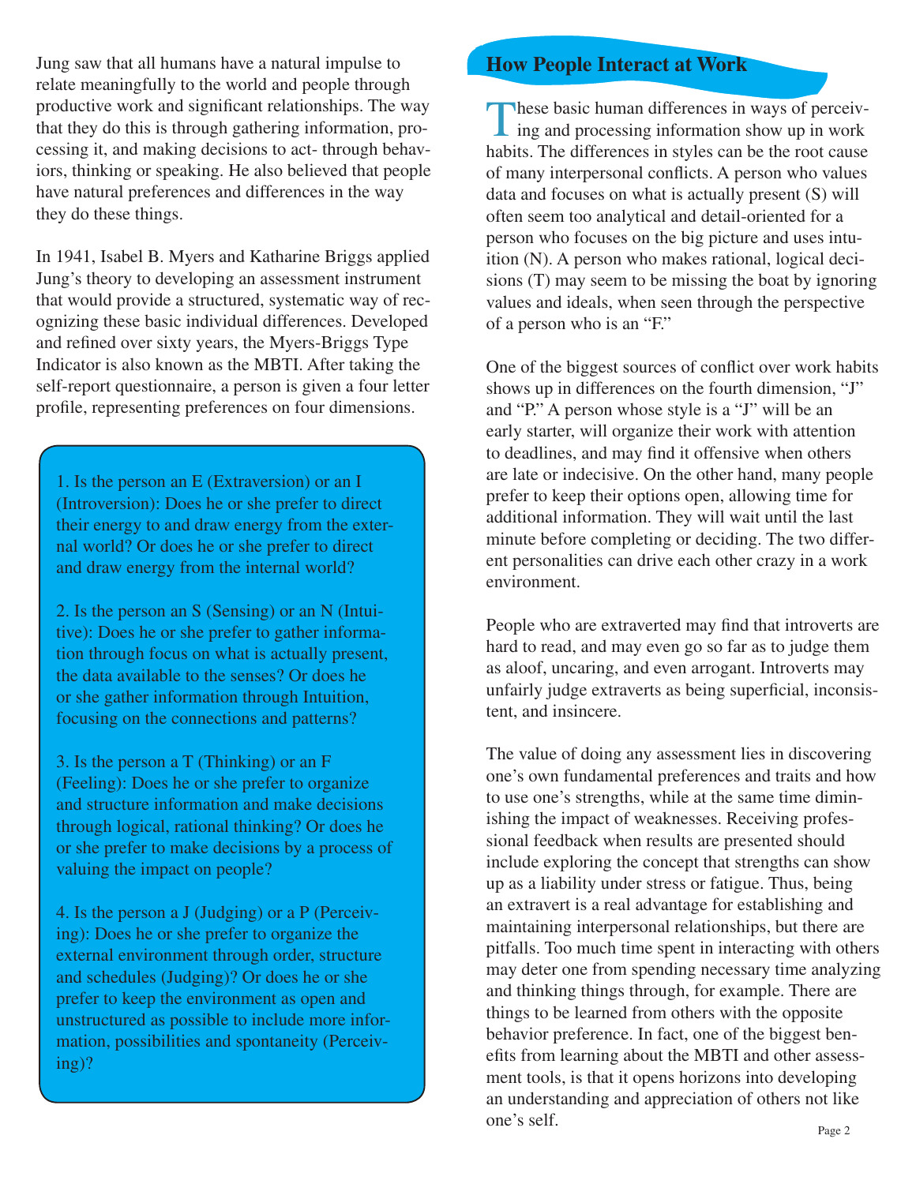Jung saw that all humans have a natural impulse to relate meaningfully to the world and people through productive work and significant relationships. The way that they do this is through gathering information, processing it, and making decisions to act- through behaviors, thinking or speaking. He also believed that people have natural preferences and differences in the way they do these things.

In 1941, Isabel B. Myers and Katharine Briggs applied Jung's theory to developing an assessment instrument that would provide a structured, systematic way of recognizing these basic individual differences. Developed and refined over sixty years, the Myers-Briggs Type Indicator is also known as the MBTI. After taking the self-report questionnaire, a person is given a four letter profile, representing preferences on four dimensions.

1. Is the person an E (Extraversion) or an I (Introversion): Does he or she prefer to direct their energy to and draw energy from the external world? Or does he or she prefer to direct and draw energy from the internal world?

2. Is the person an S (Sensing) or an N (Intuitive): Does he or she prefer to gather information through focus on what is actually present, the data available to the senses? Or does he or she gather information through Intuition, focusing on the connections and patterns?

3. Is the person a T (Thinking) or an F (Feeling): Does he or she prefer to organize and structure information and make decisions through logical, rational thinking? Or does he or she prefer to make decisions by a process of valuing the impact on people?

4. Is the person a J (Judging) or a P (Perceiving): Does he or she prefer to organize the external environment through order, structure and schedules (Judging)? Or does he or she prefer to keep the environment as open and unstructured as possible to include more information, possibilities and spontaneity (Perceiving)?

## How People Interact at Work

These basic human differences in ways of perceiving and processing information show up in work habits. The differences in styles can be the root cause of many interpersonal conflicts. A person who values data and focuses on what is actually present (S) will often seem too analytical and detail-oriented for a person who focuses on the big picture and uses intuition (N). A person who makes rational, logical decisions (T) may seem to be missing the boat by ignoring values and ideals, when seen through the perspective of a person who is an "F."

One of the biggest sources of conflict over work habits shows up in differences on the fourth dimension, "J" and "P." A person whose style is a "J" will be an early starter, will organize their work with attention to deadlines, and may find it offensive when others are late or indecisive. On the other hand, many people prefer to keep their options open, allowing time for additional information. They will wait until the last minute before completing or deciding. The two different personalities can drive each other crazy in a work environment.

People who are extraverted may find that introverts are hard to read, and may even go so far as to judge them as aloof, uncaring, and even arrogant. Introverts may unfairly judge extraverts as being superficial, inconsistent, and insincere.

The value of doing any assessment lies in discovering one's own fundamental preferences and traits and how to use one's strengths, while at the same time diminishing the impact of weaknesses. Receiving professional feedback when results are presented should include exploring the concept that strengths can show up as a liability under stress or fatigue. Thus, being an extravert is a real advantage for establishing and maintaining interpersonal relationships, but there are pitfalls. Too much time spent in interacting with others may deter one from spending necessary time analyzing and thinking things through, for example. There are things to be learned from others with the opposite behavior preference. In fact, one of the biggest benefits from learning about the MBTI and other assessment tools, is that it opens horizons into developing an understanding and appreciation of others not like one's self.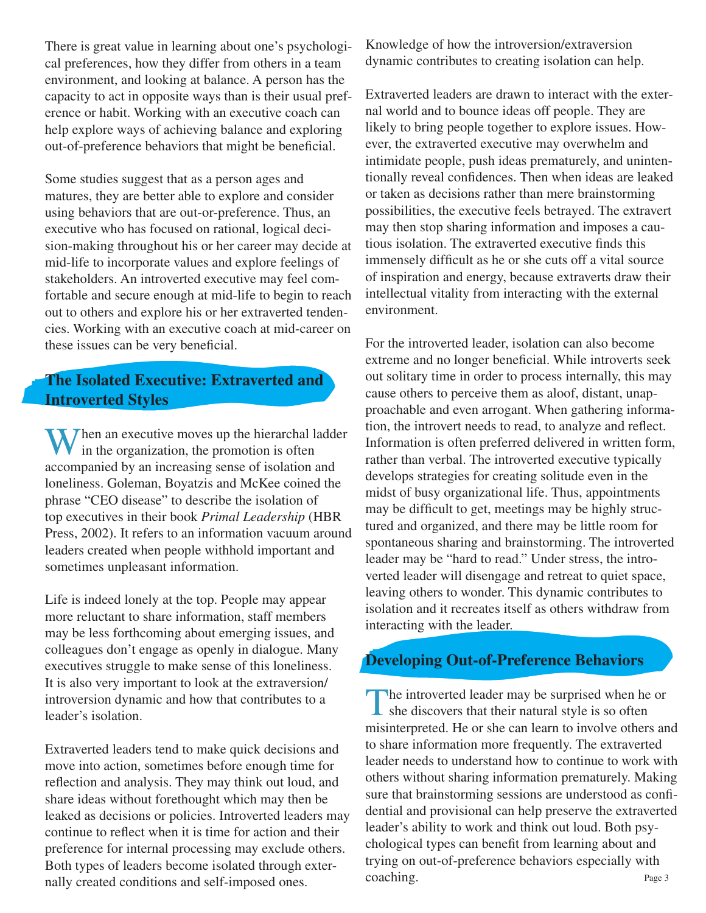There is great value in learning about one's psychological preferences, how they differ from others in a team environment, and looking at balance. A person has the capacity to act in opposite ways than is their usual preference or habit. Working with an executive coach can help explore ways of achieving balance and exploring out-of-preference behaviors that might be beneficial.

Some studies suggest that as a person ages and matures, they are better able to explore and consider using behaviors that are out-or-preference. Thus, an executive who has focused on rational, logical decision-making throughout his or her career may decide at mid-life to incorporate values and explore feelings of stakeholders. An introverted executive may feel comfortable and secure enough at mid-life to begin to reach out to others and explore his or her extraverted tendencies. Working with an executive coach at mid-career on these issues can be very beneficial.

## The Isolated Executive: Extraverted and Introverted Styles

When an executive moves up the hierarchal ladder in the organization, the promotion is often accompanied by an increasing sense of isolation and loneliness. Goleman, Boyatzis and McKee coined the phrase "CEO disease" to describe the isolation of top executives in their book *Primal Leadership* (HBR Press, 2002). It refers to an information vacuum around leaders created when people withhold important and sometimes unpleasant information.

Life is indeed lonely at the top. People may appear more reluctant to share information, staff members may be less forthcoming about emerging issues, and colleagues don't engage as openly in dialogue. Many executives struggle to make sense of this loneliness. It is also very important to look at the extraversion/introversion dynamic and how that contributes to a leader's isolation.

Extraverted leaders tend to make quick decisions and move into action, sometimes before enough time for reflection and analysis. They may think out loud, and share ideas without forethought which may then be leaked as decisions or policies. Introverted leaders may continue to reflect when it is time for action and their preference for internal processing may exclude others. Both types of leaders become isolated through externally created conditions and self-imposed ones. Knowledge of how the introversion/extraversion dynamic contributes to creating isolation can help.

Extraverted leaders are drawn to interact with the external world and to bounce ideas off people. They are likely to bring people together to explore issues. However, the extraverted executive may overwhelm and intimidate people, push ideas prematurely, and unintentionally reveal confidences. Then when ideas are leaked or taken as decisions rather than mere brainstorming possibilities, the executive feels betrayed. The extravert may then stop sharing information and imposes a cautious isolation. The extraverted executive finds this immensely difficult as he or she cuts off a vital source of inspiration and energy, because extraverts draw their intellectual vitality from interacting with the external environment.

For the introverted leader, isolation can also become extreme and no longer beneficial. While introverts seek out solitary time in order to process internally, this may cause others to perceive them as aloof, distant, unapproachable and even arrogant. When gathering information, the introvert needs to read, to analyze and reflect. Information is often preferred delivered in written form, rather than verbal. The introverted executive typically develops strategies for creating solitude even in the midst of busy organizational life. Thus, appointments may be difficult to get, meetings may be highly structured and organized, and there may be little room for spontaneous sharing and brainstorming. The introverted leader may be "hard to read." Under stress, the introverted leader will disengage and retreat to quiet space, leaving others to wonder. This dynamic contributes to isolation and it recreates itself as others withdraw from interacting with the leader.

## Developing Out-of-Preference Behaviors

The introverted leader may be surprised when he or she discovers that their natural style is so often misinterpreted. He or she can learn to involve others and to share information more frequently. The extraverted leader needs to understand how to continue to work with others without sharing information prematurely. Making sure that brainstorming sessions are understood as confidential and provisional can help preserve the extraverted leader's ability to work and think out loud. Both psychological types can benefit from learning about and trying on out-of-preference behaviors especially with coaching.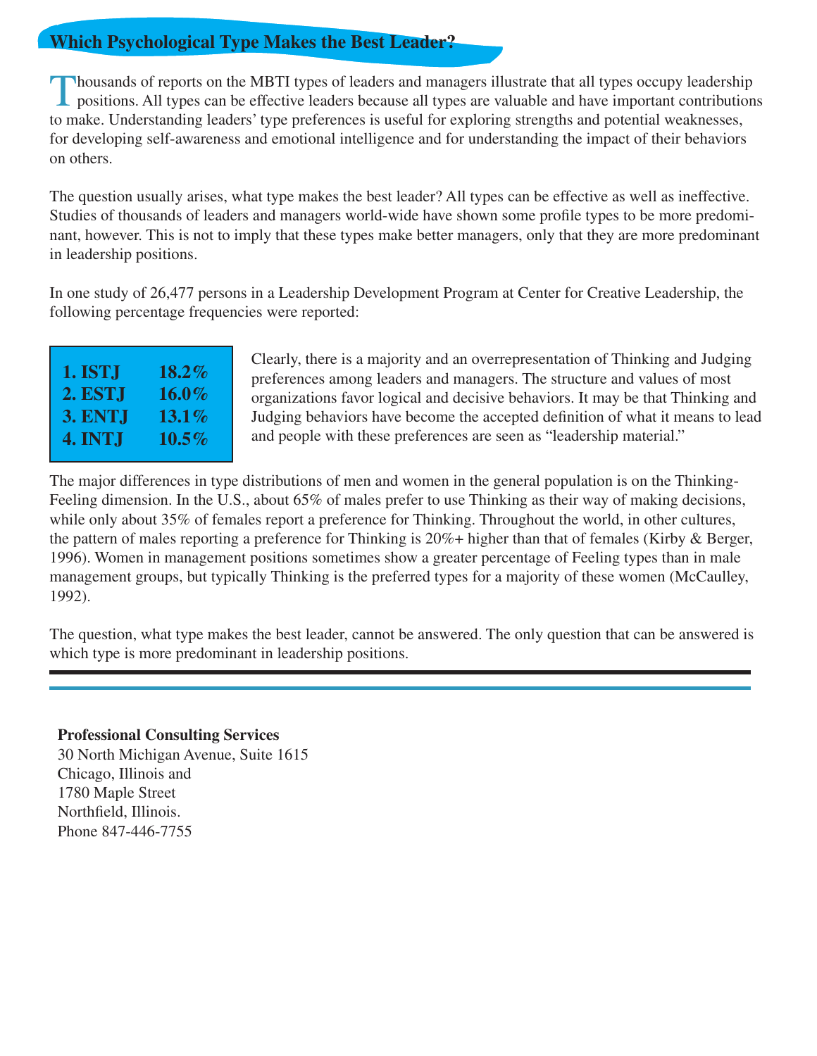## Which Psychological Type Makes the Best Leader?

Thousands of reports on the MBTI types of leaders and managers illustrate that all types occupy leadership positions. All types can be effective leaders because all types are valuable and have important contributions to make. Understanding leaders' type preferences is useful for exploring strengths and potential weaknesses, for developing self-awareness and emotional intelligence and for understanding the impact of their behaviors on others.

The question usually arises, what type makes the best leader? All types can be effective as well as ineffective. Studies of thousands of leaders and managers world-wide have shown some profile types to be more predominant, however. This is not to imply that these types make better managers, only that they are more predominant in leadership positions.

In one study of 26,477 persons in a Leadership Development Program at Center for Creative Leadership, the following percentage frequencies were reported:

| | |
|---|---|
| **1. ISTJ** | **18.2%** |
| **2. ESTJ** | **16.0%** |
| **3. ENTJ** | **13.1%** |
| **4. INTJ** | **10.5%** |

Clearly, there is a majority and an overrepresentation of Thinking and Judging preferences among leaders and managers. The structure and values of most organizations favor logical and decisive behaviors. It may be that Thinking and Judging behaviors have become the accepted definition of what it means to lead and people with these preferences are seen as "leadership material."

The major differences in type distributions of men and women in the general population is on the Thinking-Feeling dimension. In the U.S., about 65% of males prefer to use Thinking as their way of making decisions, while only about 35% of females report a preference for Thinking. Throughout the world, in other cultures, the pattern of males reporting a preference for Thinking is 20%+ higher than that of females (Kirby & Berger, 1996). Women in management positions sometimes show a greater percentage of Feeling types than in male management groups, but typically Thinking is the preferred types for a majority of these women (McCaulley, 1992).

The question, what type makes the best leader, cannot be answered. The only question that can be answered is which type is more predominant in leadership positions.

---

**Professional Consulting Services**
30 North Michigan Avenue, Suite 1615
Chicago, Illinois and
1780 Maple Street
Northfield, Illinois.
Phone 847-446-7755